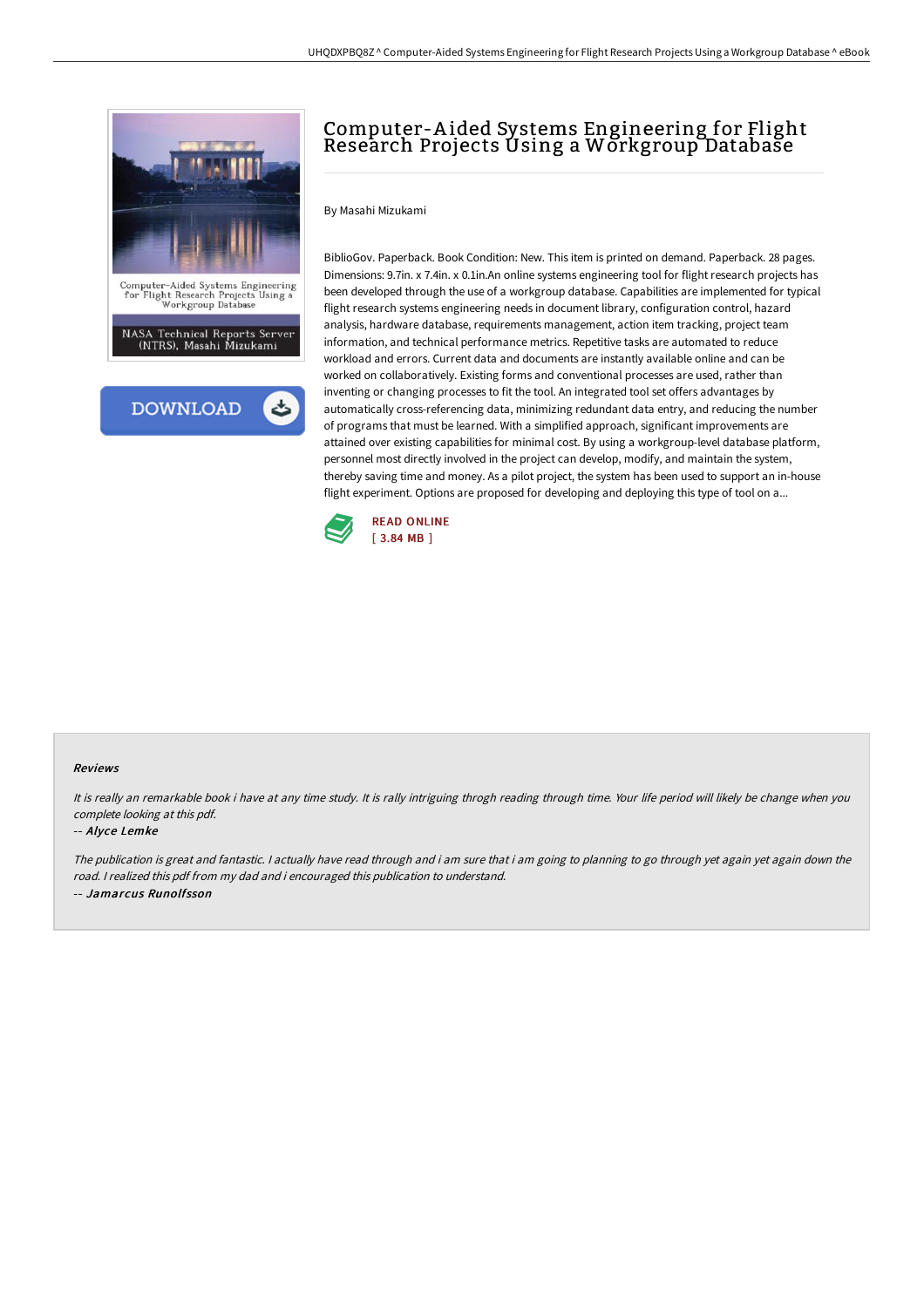# Computer-Aided Systems Engineering for Flight Research Projects Using a Workgroup Database

By Masahi Mizukami

BiblioGov. Paperback. Book Condition: New. This item is printed on demand. Paperback. 28 pages. Dimensions: 9.7in. x 7.4in. x 0.1in.An online systems engineering tool for flight research projects has been developed through the use of a workgroup database. Capabilities are implemented for typical flight research systems engineering needs in document library, configuration control, hazard analysis, hardware database, requirements management, action item tracking, project team information, and technical performance metrics. Repetitive tasks are automated to reduce workload and errors. Current data and documents are instantly available online and can be worked on collaboratively. Existing forms and conventional processes are used, rather than inventing or changing processes to fit the tool. An integrated tool set offers advantages by automatically cross-referencing data, minimizing redundant data entry, and reducing the number of programs that must be learned. With a simplified approach, significant improvements are attained over existing capabilities for minimal cost. By using a workgroup-level database platform, personnel most directly involved in the project can develop, modify, and maintain the system, thereby saving time and money. As a pilot project, the system has been used to support an in-house flight experiment. Options are proposed for developing and deploying this type of tool on a...

READ ONLINE
[ 3.84 MB ]

#### Reviews

*It is really an remarkable book i have at any time study. It is rally intriguing throgh reading through time. Your life period will likely be change when you complete looking at this pdf.*

-- *Alyce Lemke*

*The publication is great and fantastic. I actually have read through and i am sure that i am going to planning to go through yet again yet again down the road. I realized this pdf from my dad and i encouraged this publication to understand.*

-- *Jamarcus Runolfsson*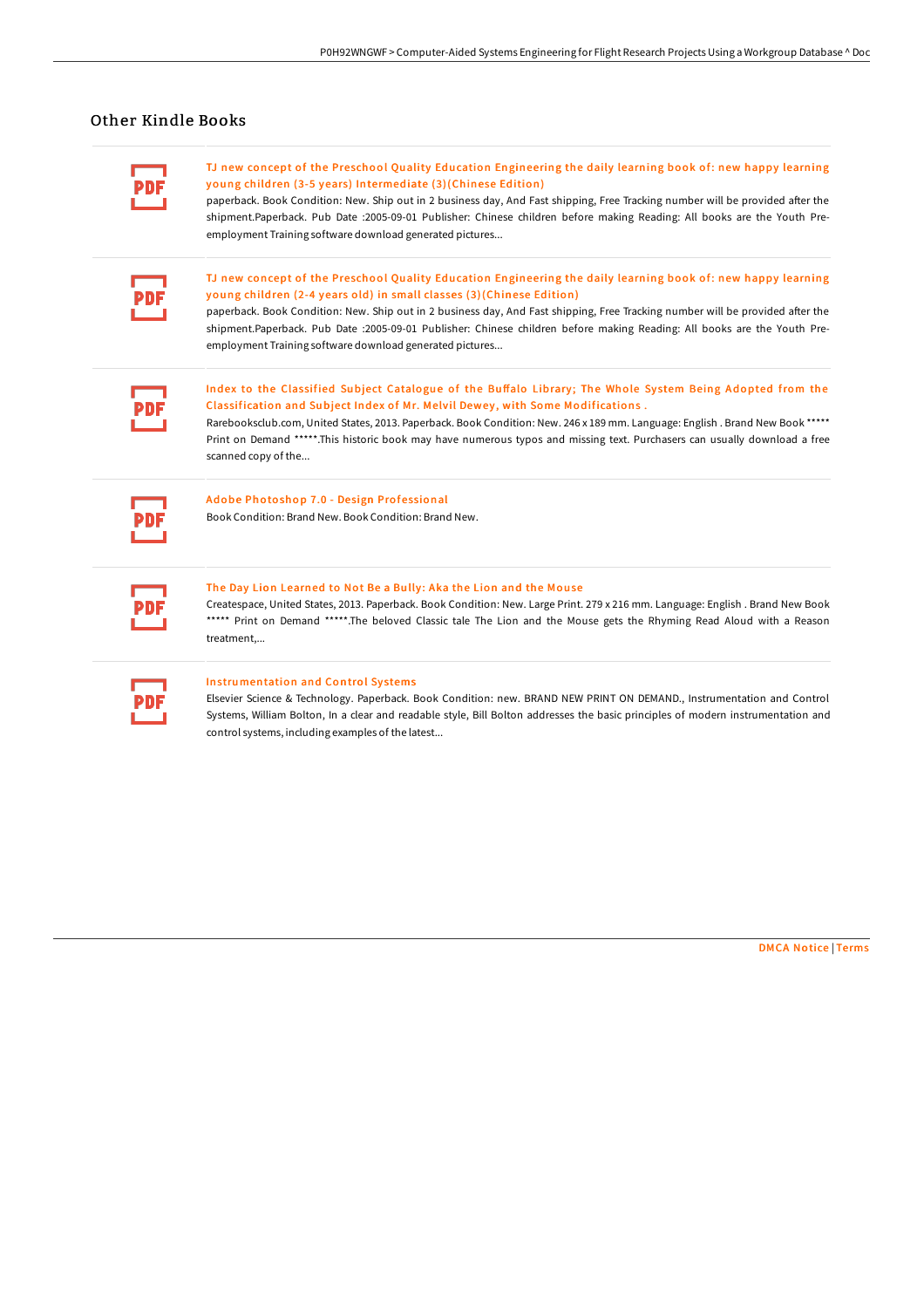## Other Kindle Books

**TJ new concept of the Preschool Quality Education Engineering the daily learning book of: new happy learning young children (3-5 years) Intermediate (3)(Chinese Edition)**

paperback. Book Condition: New. Ship out in 2 business day, And Fast shipping, Free Tracking number will be provided after the shipment.Paperback. Pub Date :2005-09-01 Publisher: Chinese children before making Reading: All books are the Youth Pre-employment Training software download generated pictures...

**TJ new concept of the Preschool Quality Education Engineering the daily learning book of: new happy learning young children (2-4 years old) in small classes (3)(Chinese Edition)**

paperback. Book Condition: New. Ship out in 2 business day, And Fast shipping, Free Tracking number will be provided after the shipment.Paperback. Pub Date :2005-09-01 Publisher: Chinese children before making Reading: All books are the Youth Pre-employment Training software download generated pictures...

**Index to the Classified Subject Catalogue of the Buffalo Library; The Whole System Being Adopted from the Classification and Subject Index of Mr. Melvil Dewey, with Some Modifications .**

Rarebooksclub.com, United States, 2013. Paperback. Book Condition: New. 246 x 189 mm. Language: English . Brand New Book ***** Print on Demand *****.This historic book may have numerous typos and missing text. Purchasers can usually download a free scanned copy of the...

**Adobe Photoshop 7.0 - Design Professional**

Book Condition: Brand New. Book Condition: Brand New.

**The Day Lion Learned to Not Be a Bully: Aka the Lion and the Mouse**

Createspace, United States, 2013. Paperback. Book Condition: New. Large Print. 279 x 216 mm. Language: English . Brand New Book ***** Print on Demand *****.The beloved Classic tale The Lion and the Mouse gets the Rhyming Read Aloud with a Reason treatment,...

**Instrumentation and Control Systems**

Elsevier Science & Technology. Paperback. Book Condition: new. BRAND NEW PRINT ON DEMAND., Instrumentation and Control Systems, William Bolton, In a clear and readable style, Bill Bolton addresses the basic principles of modern instrumentation and control systems, including examples of the latest...

DMCA Notice | Terms